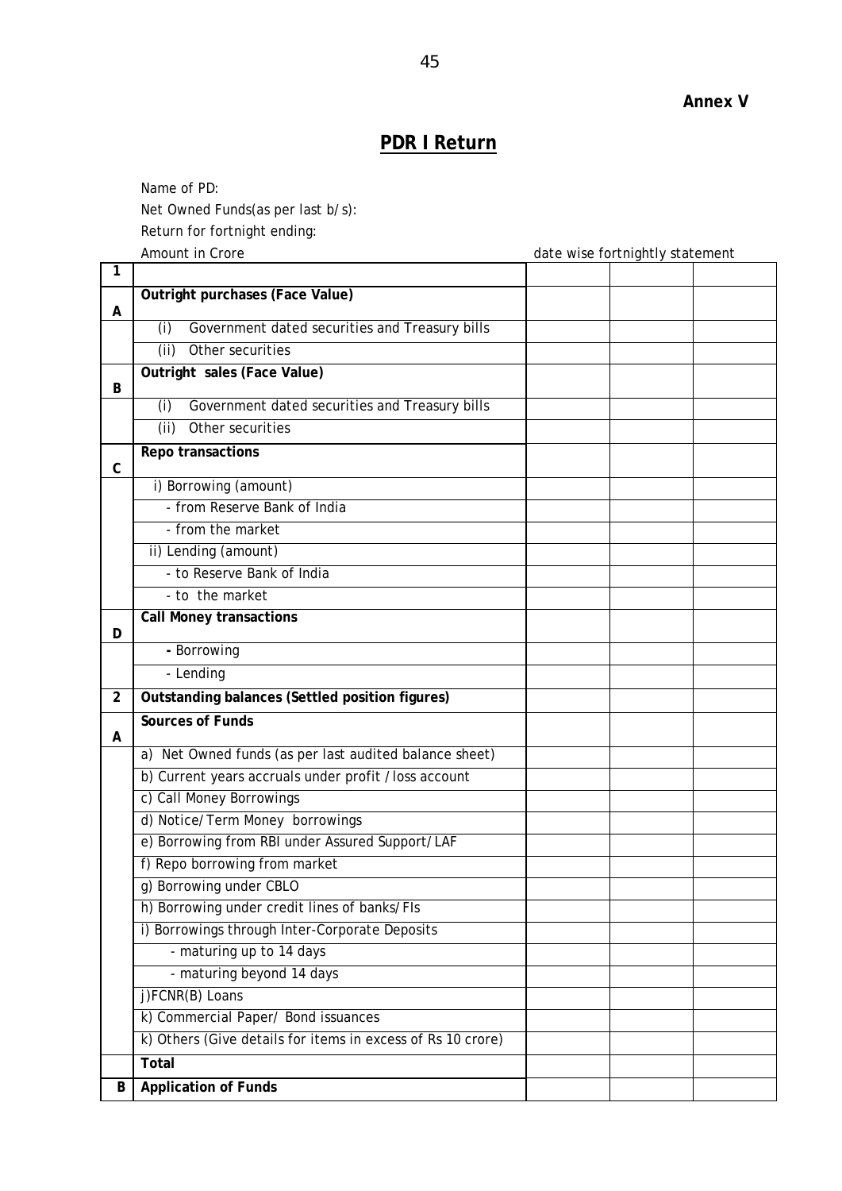**Annex V**

# PDR I Return

Name of PD:

Net Owned Funds(as per last b/s):

Return for fortnight ending:

Amount in Crore | date wise fortnightly statement

| 1 | | | | |
|---|---|---|---|---|
| A | **Outright purchases (Face Value)** | | | |
| | (i) Government dated securities and Treasury bills | | | |
| | (ii) Other securities | | | |
| B | **Outright sales (Face Value)** | | | |
| | (i) Government dated securities and Treasury bills | | | |
| | (ii) Other securities | | | |
| C | **Repo transactions** | | | |
| | i) Borrowing (amount) | | | |
| | - from Reserve Bank of India | | | |
| | - from the market | | | |
| | ii) Lending (amount) | | | |
| | - to Reserve Bank of India | | | |
| | - to the market | | | |
| D | **Call Money transactions** | | | |
| | - Borrowing | | | |
| | - Lending | | | |
| 2 | **Outstanding balances (Settled position figures)** | | | |
| A | **Sources of Funds** | | | |
| | a) Net Owned funds (as per last audited balance sheet) | | | |
| | b) Current years accruals under profit / loss account | | | |
| | c) Call Money Borrowings | | | |
| | d) Notice/Term Money borrowings | | | |
| | e) Borrowing from RBI under Assured Support/LAF | | | |
| | f) Repo borrowing from market | | | |
| | g) Borrowing under CBLO | | | |
| | h) Borrowing under credit lines of banks/FIs | | | |
| | i) Borrowings through Inter-Corporate Deposits | | | |
| | - maturing up to 14 days | | | |
| | - maturing beyond 14 days | | | |
| | j)FCNR(B) Loans | | | |
| | k) Commercial Paper/ Bond issuances | | | |
| | k) Others (Give details for items in excess of Rs 10 crore) | | | |
| | **Total** | | | |
| B | **Application of Funds** | | | |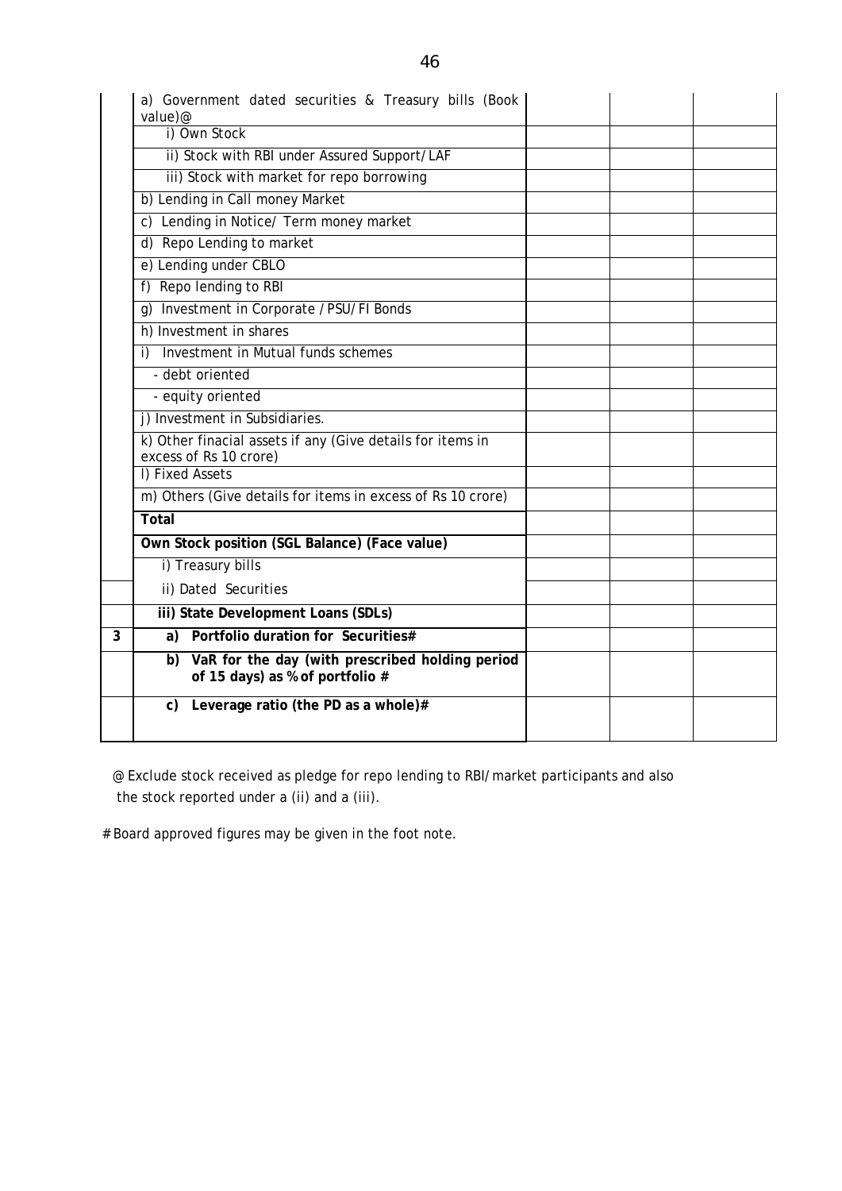| | | | | |
|---|---|---|---|---|
| | a) Government dated securities & Treasury bills (Book value)@ | | | |
| | i) Own Stock | | | |
| | ii) Stock with RBI under Assured Support/LAF | | | |
| | iii) Stock with market for repo borrowing | | | |
| | b) Lending in Call money Market | | | |
| | c) Lending in Notice/ Term money market | | | |
| | d) Repo Lending to market | | | |
| | e) Lending under CBLO | | | |
| | f) Repo lending to RBI | | | |
| | g) Investment in Corporate /PSU/FI Bonds | | | |
| | h) Investment in shares | | | |
| | i) Investment in Mutual funds schemes | | | |
| | - debt oriented | | | |
| | - equity oriented | | | |
| | j) Investment in Subsidiaries. | | | |
| | k) Other finacial assets if any (Give details for items in excess of Rs 10 crore) | | | |
| | l) Fixed Assets | | | |
| | m) Others (Give details for items in excess of Rs 10 crore) | | | |
| | **Total** | | | |
| | **Own Stock position (SGL Balance) (Face value)** | | | |
| | i) Treasury bills | | | |
| | ii) Dated Securities | | | |
| | **iii) State Development Loans (SDLs)** | | | |
| 3 | **a) Portfolio duration for Securities#** | | | |
| | **b) VaR for the day (with prescribed holding period of 15 days) as % of portfolio #** | | | |
| | **c) Leverage ratio (the PD as a whole)#** | | | |

@ Exclude stock received as pledge for repo lending to RBI/market participants and also the stock reported under a (ii) and a (iii).

# Board approved figures may be given in the foot note.